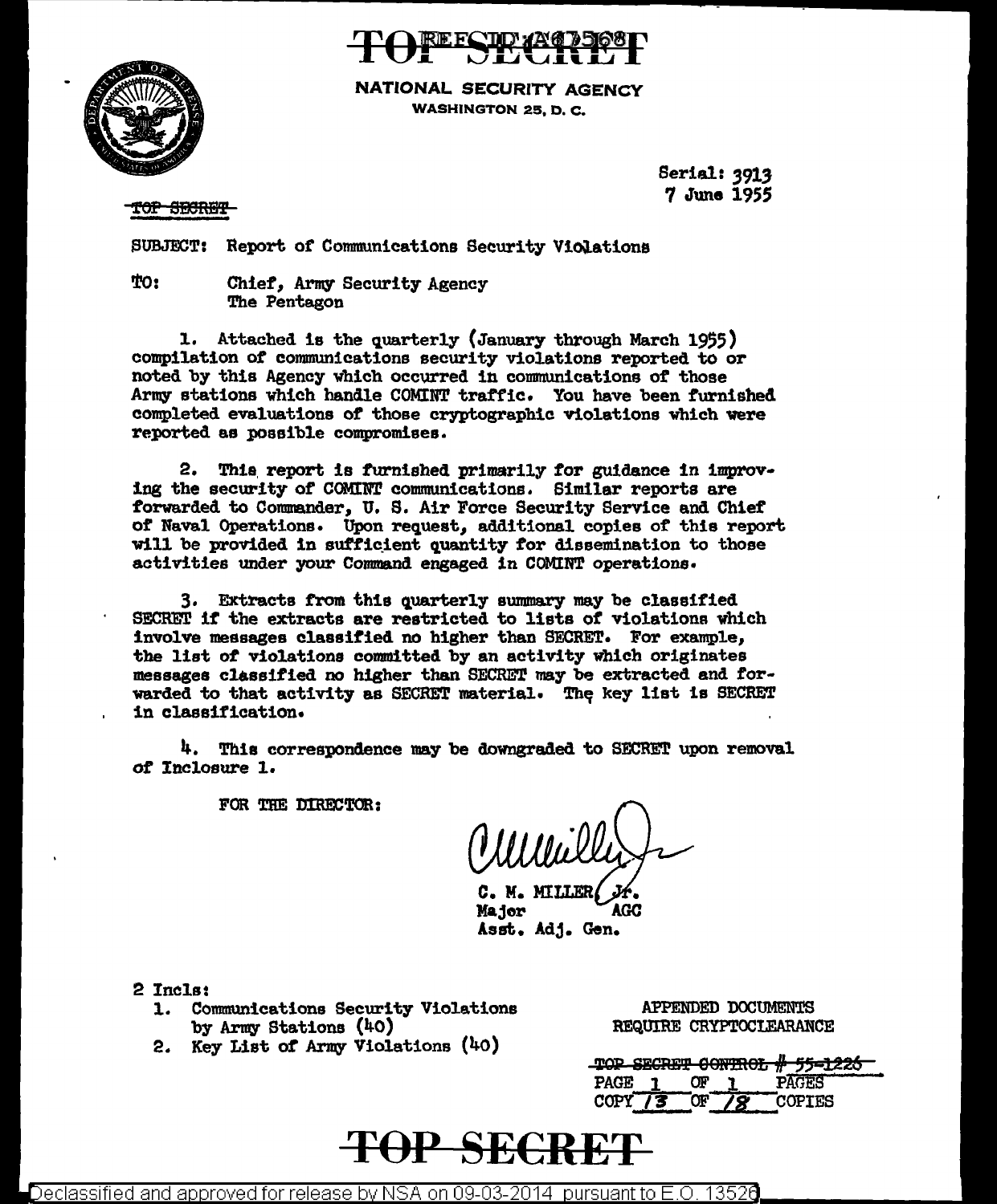REF ID:A67568

**TOP SECRET**

NATIONAL SECURITY AGENCY
WASHINGTON 25, D. C.

Serial: 3913
7 June 1955

~~TOP SECRET~~

SUBJECT: Report of Communications Security Violations

TO: Chief, Army Security Agency
The Pentagon

1. Attached is the quarterly (January through March 1955) compilation of communications security violations reported to or noted by this Agency which occurred in communications of those Army stations which handle COMINT traffic. You have been furnished completed evaluations of those cryptographic violations which were reported as possible compromises.

2. This report is furnished primarily for guidance in improving the security of COMINT communications. Similar reports are forwarded to Commander, U. S. Air Force Security Service and Chief of Naval Operations. Upon request, additional copies of this report will be provided in sufficient quantity for dissemination to those activities under your Command engaged in COMINT operations.

3. Extracts from this quarterly summary may be classified SECRET if the extracts are restricted to lists of violations which involve messages classified no higher than SECRET. For example, the list of violations committed by an activity which originates messages classified no higher than SECRET may be extracted and forwarded to that activity as SECRET material. The key list is SECRET in classification.

4. This correspondence may be downgraded to SECRET upon removal of Inclosure 1.

FOR THE DIRECTOR:

C. M. MILLER, Jr.
Major AGC
Asst. Adj. Gen.

2 Incls:
1. Communications Security Violations by Army Stations (40)
2. Key List of Army Violations (40)

APPENDED DOCUMENTS
REQUIRE CRYPTOCLEARANCE

~~TOP SECRET CONTROL # 55-1226~~
PAGE 1 OF 1 PAGES
COPY 13 OF 18 COPIES

**TOP SECRET**

Declassified and approved for release by NSA on 09-03-2014 pursuant to E.O. 13526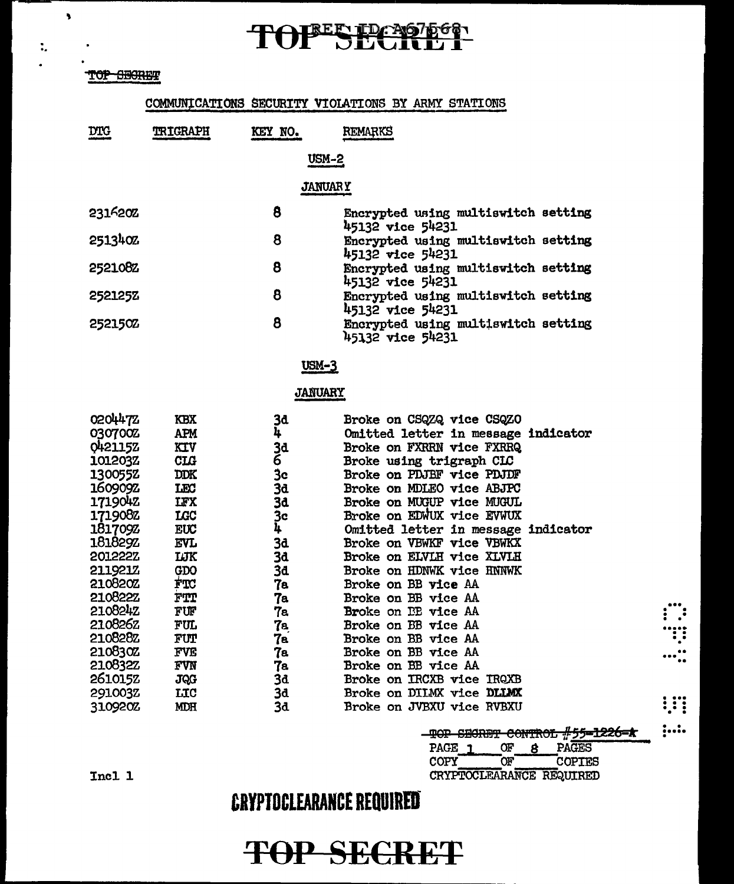TOP SECRET

REF ID:A67568

TOP SECRET

## COMMUNICATIONS SECURITY VIOLATIONS BY ARMY STATIONS

### USM-2

#### JANUARY

| DTG | TRIGRAPH | KEY NO. | REMARKS |
|---|---|---|---|
| 231620Z | | 8 | Encrypted using multiswitch setting 45132 vice 54231 |
| 251340Z | | 8 | Encrypted using multiswitch setting 45132 vice 54231 |
| 252108Z | | 8 | Encrypted using multiswitch setting 45132 vice 54231 |
| 252125Z | | 8 | Encrypted using multiswitch setting 45132 vice 54231 |
| 252150Z | | 8 | Encrypted using multiswitch setting 45132 vice 54231 |

### USM-3

#### JANUARY

| DTG | TRIGRAPH | KEY NO. | REMARKS |
|---|---|---|---|
| 020447Z | KBX | 3d | Broke on CSQZQ vice CSQZO |
| 030700Z | APM | 4 | Omitted letter in message indicator |
| 042115Z | KIV | 3d | Broke on FXRRN vice FXRRQ |
| 101203Z | CLG | 6 | Broke using trigraph CLC |
| 130055Z | DDK | 3c | Broke on PDJBF vice PDJDF |
| 160909Z | LEC | 3d | Broke on MDLEO vice ABJPC |
| 171904Z | LFX | 3d | Broke on MUGUP vice MUGUL |
| 171908Z | LGC | 3c | Broke on EDWUX vice EVWUX |
| 181709Z | EUC | 4 | Omitted letter in message indicator |
| 181829Z | EVL | 3d | Broke on VBWKF vice VBWKX |
| 201222Z | LJK | 3d | Broke on ELVLH vice XLVLH |
| 211921Z | GDO | 3d | Broke on HDNWK vice HNNWK |
| 210820Z | FTC | 7a | Broke on BB vice AA |
| 210822Z | FTT | 7a | Broke on BB vice AA |
| 210824Z | FUF | 7a | Broke on EB vice AA |
| 210826Z | FUL | 7a | Broke on BB vice AA |
| 210828Z | FUT | 7a | Broke on BB vice AA |
| 210830Z | FVE | 7a | Broke on BB vice AA |
| 210832Z | FVN | 7a | Broke on BB vice AA |
| 261015Z | JQG | 3d | Broke on IRCXB vice IRQXB |
| 291003Z | LTC | 3d | Broke on DIILMX vice DLLMX |
| 310920Z | MDH | 3d | Broke on JVBXU vice RVBXU |

~~TOP SECRET CONTROL #55-1226-A~~
PAGE 1 OF 8 PAGES
COPY ___ OF ___ COPIES
CRYPTOCLEARANCE REQUIRED

Incl 1

CRYPTOCLEARANCE REQUIRED

TOP SECRET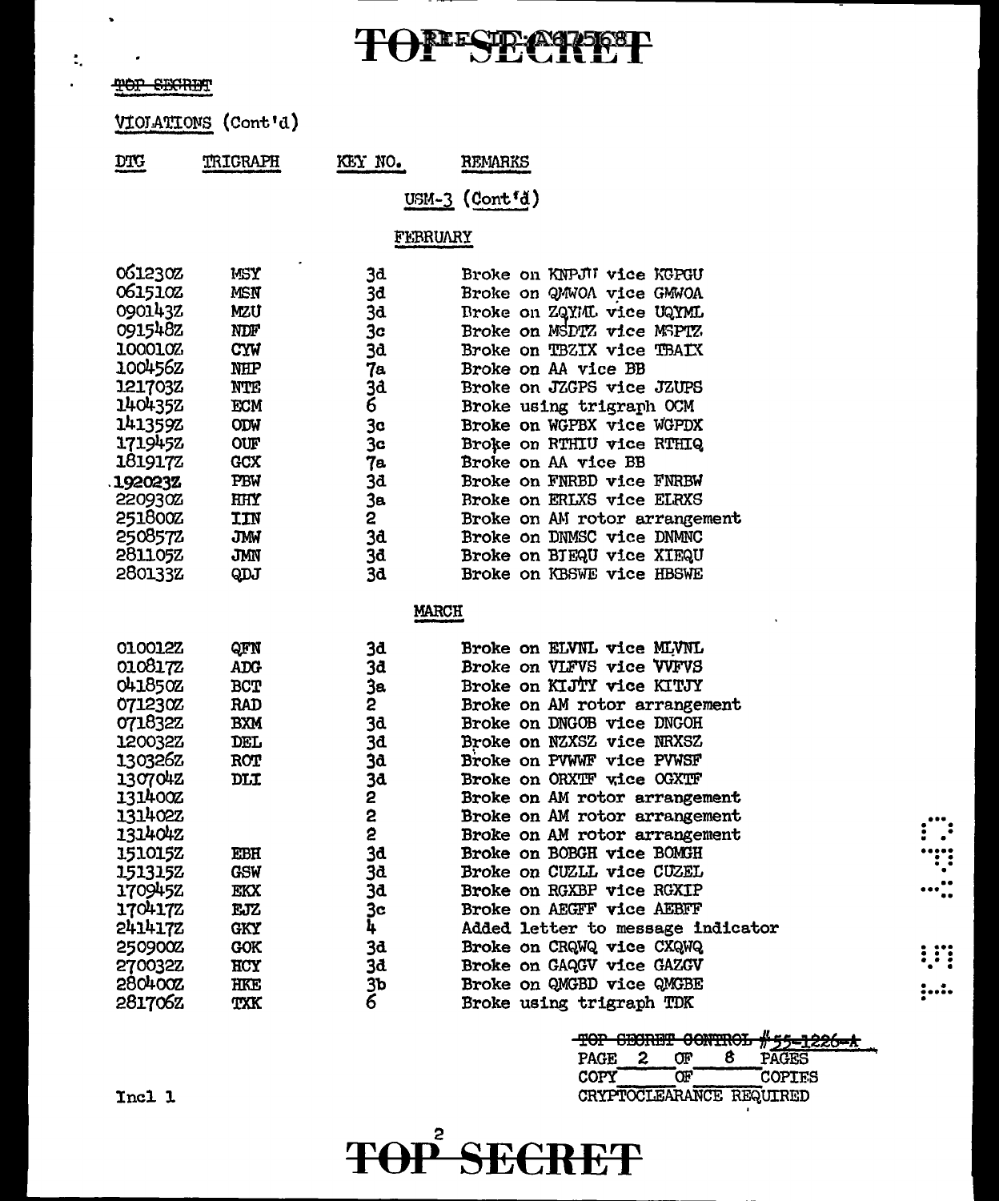TOP SECRET

VIOLATIONS (Cont'd)

| DTG | TRIGRAPH | KEY NO. | REMARKS |
|---|---|---|---|
| | | | **USM-3 (Cont'd)** |
| | | | **FEBRUARY** |
| 061230Z | MSY | 3d | Broke on KNPJU vice KGPGU |
| 061510Z | MSN | 3d | Broke on QMWOA vice GMWOA |
| 090143Z | MZU | 3d | Broke on ZQYML vice UQYML |
| 091548Z | NDF | 3c | Broke on MSDTZ vice MSPTZ |
| 100010Z | CYW | 3d | Broke on TBZIX vice TBAIX |
| 100456Z | NHP | 7a | Broke on AA vice BB |
| 121703Z | NTE | 3d | Broke on JZGPS vice JZUPS |
| 140435Z | ECM | 6 | Broke using trigraph OCM |
| 141359Z | ODW | 3c | Broke on WGPBX vice WGPDX |
| 171945Z | OUF | 3c | Broke on RTHIU vice RTHIQ |
| 181917Z | GCX | 7a | Broke on AA vice BB |
| 192023Z | PBW | 3d | Broke on FNRBD vice FNRBW |
| 220930Z | HHY | 3a | Broke on ERLXS vice ELRXS |
| 251800Z | IIN | 2 | Broke on AM rotor arrangement |
| 250857Z | JMW | 3d | Broke on DNMSC vice DNMNC |
| 281105Z | JMN | 3d | Broke on BIEQU vice XIEQU |
| 280133Z | QDJ | 3d | Broke on KBSWE vice HBSWE |
| | | | **MARCH** |
| 010012Z | QFN | 3d | Broke on ELVNL vice MLVNL |
| 010817Z | ADG | 3d | Broke on VLFVS vice VVFVS |
| 041850Z | BCT | 3a | Broke on KIJTY vice KITJY |
| 071230Z | RAD | 2 | Broke on AM rotor arrangement |
| 071832Z | BXM | 3d | Broke on DNGOB vice DNGOH |
| 120032Z | DEL | 3d | Broke on NZXSZ vice NRXSZ |
| 130326Z | ROT | 3d | Broke on PVWWF vice PVWSF |
| 130704Z | DLI | 3d | Broke on ORXTF vice OGXTF |
| 131400Z | | 2 | Broke on AM rotor arrangement |
| 131402Z | | 2 | Broke on AM rotor arrangement |
| 131404Z | | 2 | Broke on AM rotor arrangement |
| 151015Z | EBH | 3d | Broke on BOBGH vice BOMGH |
| 151315Z | GSW | 3d | Broke on CUZLL vice CUZEL |
| 170945Z | EKX | 3d | Broke on RGXBP vice RGXIP |
| 170417Z | EJZ | 3c | Broke on AEGFF vice AEBFF |
| 241417Z | GKY | 4 | Added letter to message indicator |
| 250900Z | GOK | 3d | Broke on CRQWQ vice CXQWQ |
| 270032Z | HCY | 3d | Broke on GAQGV vice GAZGV |
| 280400Z | HKE | 3b | Broke on QMGBD vice QMGBE |
| 281706Z | TXK | 6 | Broke using trigraph TDK |

~~TOP SECRET CONTROL #55-1226-A~~
PAGE 2 OF 8 PAGES
COPY ___ OF ___ COPIES
CRYPTOCLEARANCE REQUIRED

Incl 1

TOP SECRET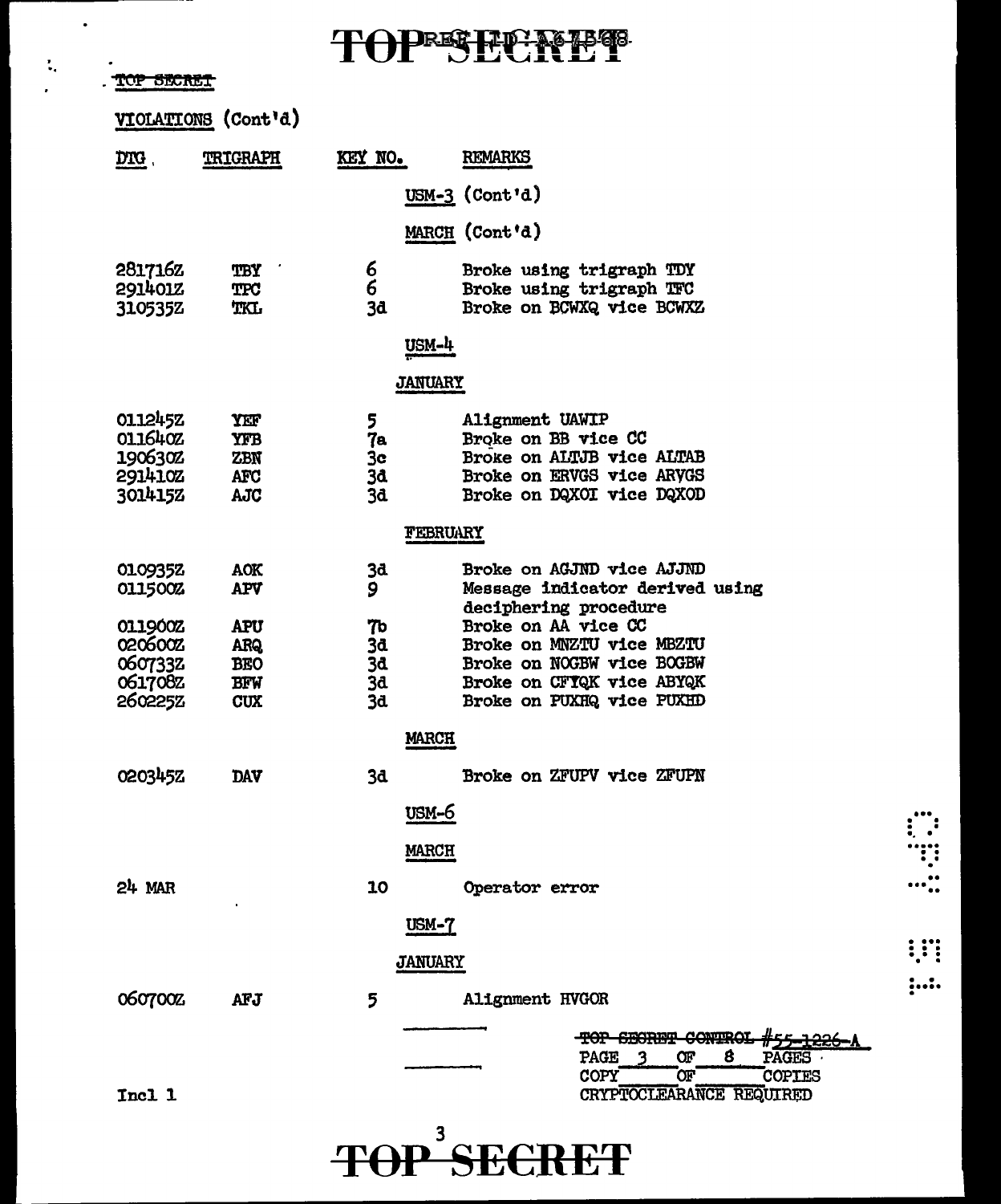TOP SECRET

VIOLATIONS (Cont'd)

| DTG | TRIGRAPH | KEY NO. | REMARKS |
|---|---|---|---|
| | | USM-3 (Cont'd) | |
| | | MARCH (Cont'd) | |
| 281716Z | TBY | 6 | Broke using trigraph TDY |
| 291401Z | TPC | 6 | Broke using trigraph TFC |
| 310535Z | TKL | 3d | Broke on BCWXQ vice BCWXZ |
| | | USM-4 | |
| | | JANUARY | |
| 011245Z | YEF | 5 | Alignment UAWIP |
| 011640Z | YFB | 7a | Broke on BB vice CC |
| 190630Z | ZBN | 3c | Broke on ALTJB vice ALTAB |
| 291410Z | AFC | 3d | Broke on ERVGS vice ARVGS |
| 301415Z | AJC | 3d | Broke on DQXOI vice DQXOD |
| | | FEBRUARY | |
| 010935Z | AOK | 3d | Broke on AGJND vice AJJND |
| 011500Z | APV | 9 | Message indicator derived using deciphering procedure |
| 011900Z | APU | 7b | Broke on AA vice CC |
| 020600Z | ARQ | 3d | Broke on MNZTU vice MBZTU |
| 060733Z | BEO | 3d | Broke on NOGBW vice BOGBW |
| 061708Z | BFW | 3d | Broke on CFYQK vice ABYQK |
| 260225Z | CUX | 3d | Broke on PUXHQ vice PUXHD |
| | | MARCH | |
| 020345Z | DAV | 3d | Broke on ZFUPV vice ZFUPN |
| | | USM-6 | |
| | | MARCH | |
| 24 MAR | | 10 | Operator error |
| | | USM-7 | |
| | | JANUARY | |
| 060700Z | AFJ | 5 | Alignment HVGOR |

~~TOP SECRET CONTROL #55-1226-A~~
PAGE 3 OF 8 PAGES
COPY ____ OF ____ COPIES
CRYPTOCLEARANCE REQUIRED

Incl 1

TOP SECRET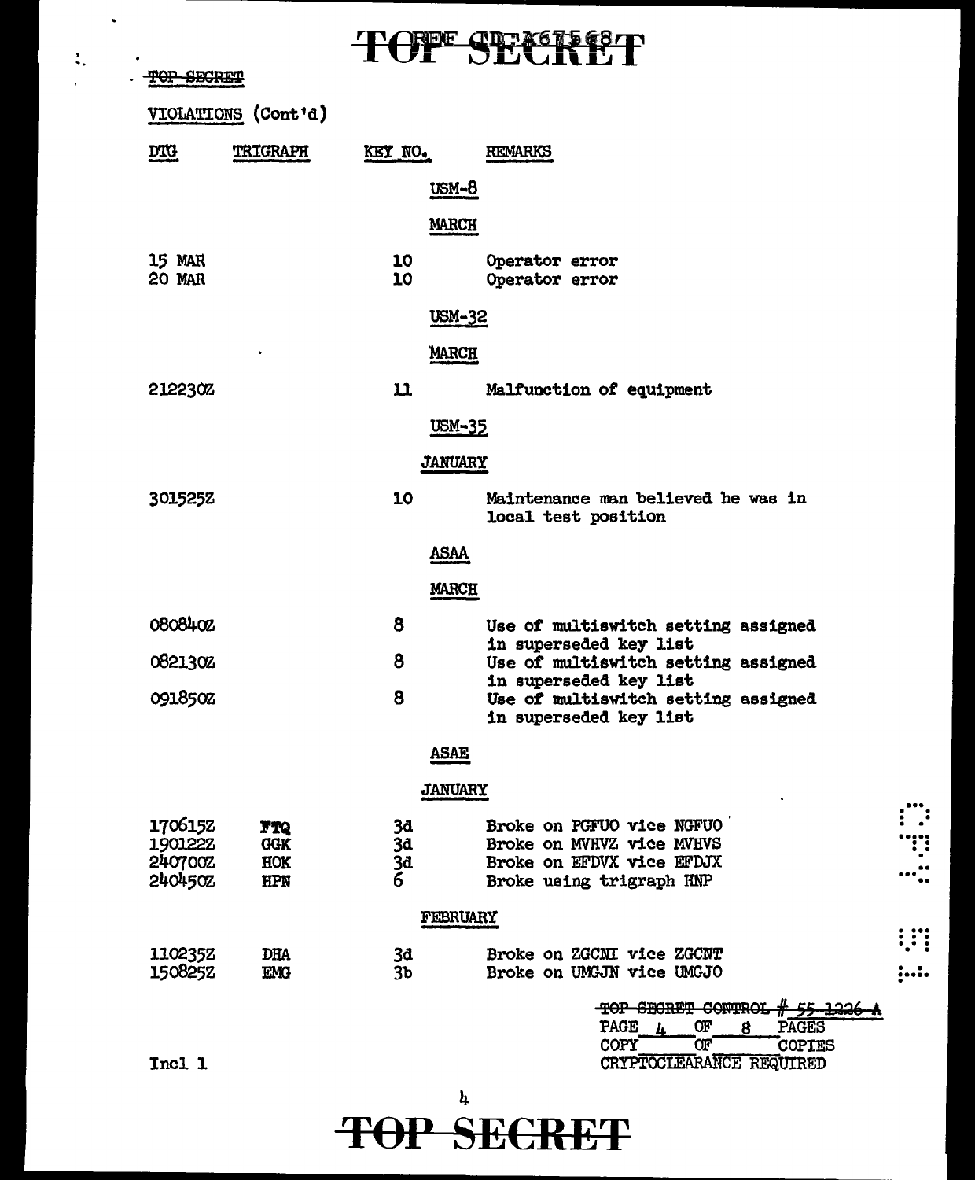TOP SECRET

VIOLATIONS (Cont'd)

| DTG | TRIGRAPH | KEY NO. | REMARKS |
|---|---|---|---|
| | | **USM-8** | |
| | | **MARCH** | |
| 15 MAR | | 10 | Operator error |
| 20 MAR | | 10 | Operator error |
| | | **USM-32** | |
| | | **MARCH** | |
| 212230Z | | 11 | Malfunction of equipment |
| | | **USM-35** | |
| | | **JANUARY** | |
| 301525Z | | 10 | Maintenance man believed he was in local test position |
| | | **ASAA** | |
| | | **MARCH** | |
| 080840Z | | 8 | Use of multiswitch setting assigned in superseded key list |
| 082130Z | | 8 | Use of multiswitch setting assigned in superseded key list |
| 091850Z | | 8 | Use of multiswitch setting assigned in superseded key list |
| | | **ASAE** | |
| | | **JANUARY** | |
| 170615Z | FTQ | 3d | Broke on PGFUO vice NGFUO |
| 190122Z | GGK | 3d | Broke on MVHVZ vice MVHVS |
| 240700Z | HOK | 3d | Broke on EFDVX vice EFDJX |
| 240450Z | HPN | 6 | Broke using trigraph HNP |
| | | **FEBRUARY** | |
| 110235Z | DHA | 3d | Broke on ZGCNI vice ZGCNT |
| 150825Z | EMG | 3b | Broke on UMGJN vice UMGJO |

TOP SECRET CONTROL # 55-1226-A
PAGE 4 OF 8 PAGES
COPY ___ OF ___ COPIES
CRYPTOCLEARANCE REQUIRED

Incl 1

TOP SECRET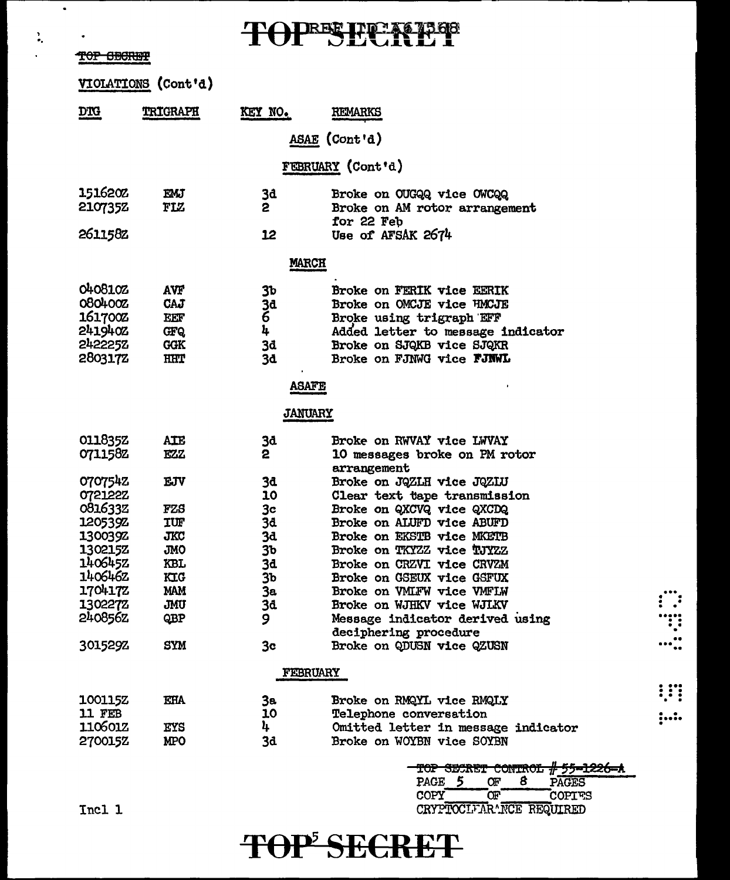TOP SECRET

VIOLATIONS (Cont'd)

| DTG | TRIGRAPH | KEY NO. | REMARKS |
|---|---|---|---|
| | | | **ASAE (Cont'd)** |
| | | | **FEBRUARY (Cont'd)** |
| 151620Z | EMJ | 3d | Broke on OUGQQ vice OWCQQ |
| 210735Z | FIZ | 2 | Broke on AM rotor arrangement for 22 Feb |
| 261158Z | | 12 | Use of AFSAK 2674 |
| | | | **MARCH** |
| 040810Z | AVF | 3b | Broke on FERIK vice EERIK |
| 080400Z | CAJ | 3d | Broke on OMCJE vice HMCJE |
| 161700Z | EEF | 6 | Broke using trigraph EFF |
| 241940Z | GFQ | 4 | Added letter to message indicator |
| 242225Z | GGK | 3d | Broke on SJQKB vice SJQKR |
| 280317Z | HHT | 3d | Broke on FJNWG vice FJNWL |
| | | | **ASAFE** |
| | | | **JANUARY** |
| 011835Z | AIE | 3d | Broke on RWVAY vice LWVAY |
| 071158Z | EZZ | 2 | 10 messages broke on PM rotor arrangement |
| 070754Z | EJV | 3d | Broke on JQZLH vice JQZLU |
| 072122Z | | 10 | Clear text tape transmission |
| 081633Z | FZS | 3c | Broke on QXCVQ vice QXCDQ |
| 120539Z | IUF | 3d | Broke on ALUFD vice ABUFD |
| 130039Z | JKC | 3d | Broke on EKSTB vice MKETB |
| 130215Z | JMO | 3b | Broke on TKYZZ vice TJYZZ |
| 140645Z | KBL | 3d | Broke on CRZVI vice CRVZM |
| 140646Z | KIG | 3b | Broke on GSEUX vice GSFUX |
| 170417Z | MAM | 3a | Broke on VMIFW vice VMFIW |
| 130227Z | JMU | 3d | Broke on WJHKV vice WJLKV |
| 240856Z | QBP | 9 | Message indicator derived using deciphering procedure |
| 301529Z | SYM | 3c | Broke on QDUSN vice QZUSN |
| | | | **FEBRUARY** |
| 100115Z | EHA | 3a | Broke on RMQYL vice RMQLY |
| 11 FEB | | 10 | Telephone conversation |
| 110601Z | EYS | 4 | Omitted letter in message indicator |
| 270015Z | MPO | 3d | Broke on WOYBN vice SOYBN |

~~TOP SECRET CONTROL # 55-1226-A~~
PAGE 5 OF 8 PAGES
COPY ___ OF ___ COPIES
CRYPTOCLEARANCE REQUIRED

Incl 1

TOP SECRET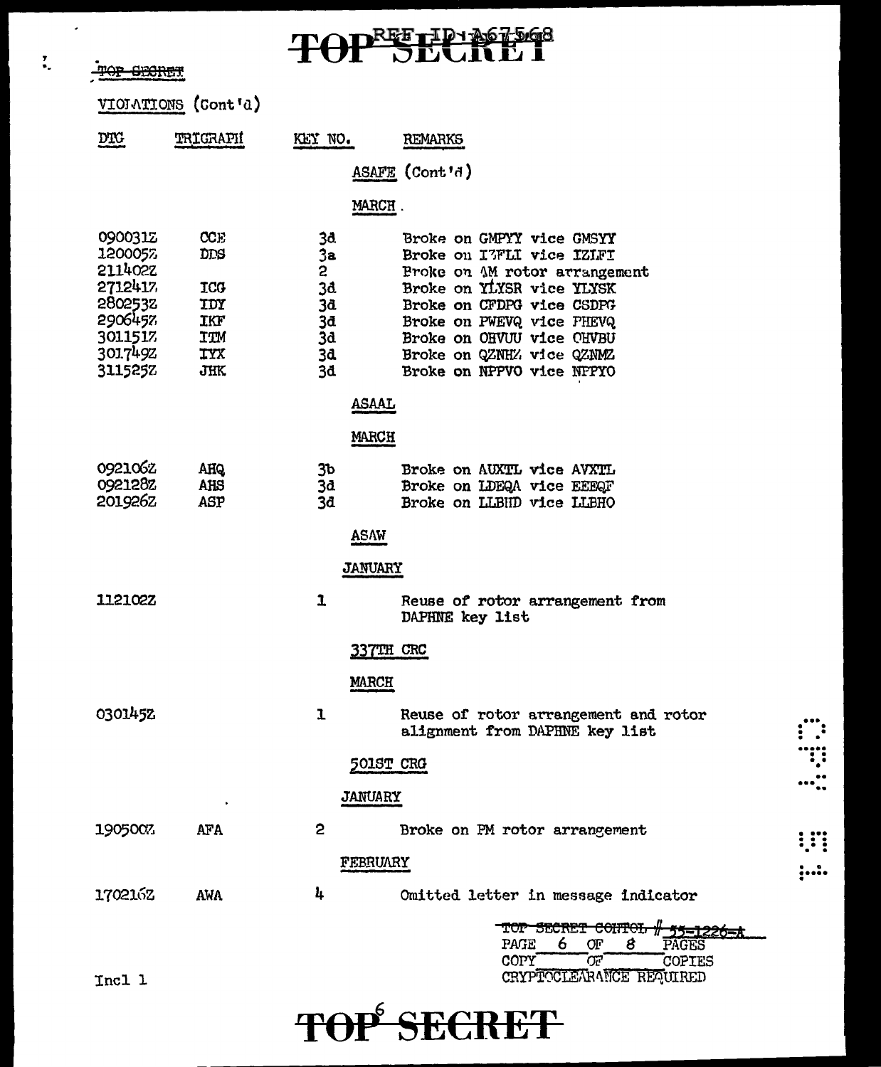TOP SECRET

VIOLATIONS (Cont'd)

| DTG | TRIGRAPH | KEY NO. | REMARKS |
|---|---|---|---|
| | | | **ASAFE (Cont'd)** |
| | | | **MARCH** |
| 090031Z | CCE | 3d | Broke on GMPYY vice GMSYY |
| 120005Z | DDS | 3a | Broke on IZFLI vice IZLFI |
| 211402Z | | 2 | Broke on AM rotor arrangement |
| 271241Z | ICG | 3d | Broke on YLYSR vice YLYSK |
| 280253Z | IDY | 3d | Broke on CFDPG vice CSDPG |
| 290645Z | IKF | 3d | Broke on PWEVQ vice PHEVQ |
| 301151Z | ITM | 3d | Broke on OHVUU vice OHVBU |
| 301749Z | IYX | 3d | Broke on QZNHZ vice QZNMZ |
| 311525Z | JHK | 3d | Broke on NPPVO vice NPPYO |
| | | | **ASAAL** |
| | | | **MARCH** |
| 092106Z | AHQ | 3b | Broke on AUXTL vice AVXTL |
| 092128Z | AHS | 3d | Broke on LDEQA vice EEEQF |
| 201926Z | ASP | 3d | Broke on LLBHD vice LLBHO |
| | | | **ASAW** |
| | | | **JANUARY** |
| 112102Z | | 1 | Reuse of rotor arrangement from DAPHNE key list |
| | | | **337TH CRC** |
| | | | **MARCH** |
| 030145Z | | 1 | Reuse of rotor arrangement and rotor alignment from DAPHNE key list |
| | | | **501ST CRG** |
| | | | **JANUARY** |
| 190500Z | AFA | 2 | Broke on PM rotor arrangement |
| | | | **FEBRUARY** |
| 170216Z | AWA | 4 | Omitted letter in message indicator |

TOP SECRET CONTROL # 55-1226-A
PAGE 6 OF 8 PAGES
COPY ___ OF ___ COPIES
CRYPTOCLEARANCE REQUIRED

Incl 1

TOP SECRET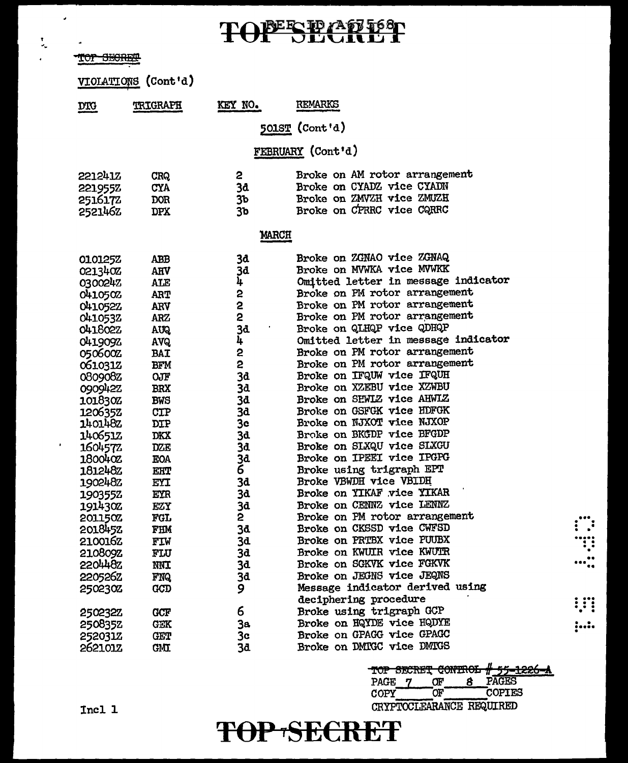~~TOP SECRET~~

VIOLATIONS (Cont'd)

| DTG | TRIGRAPH | KEY NO. | REMARKS |
|---|---|---|---|
| | | | **501ST (Cont'd)** |
| | | | **FEBRUARY (Cont'd)** |
| 221241Z | CRQ | 2 | Broke on AM rotor arrangement |
| 221955Z | CYA | 3d | Broke on CYADZ vice CYADN |
| 251617Z | DOR | 3b | Broke on ZMVZH vice ZMUZH |
| 252146Z | DPX | 3b | Broke on CPRRC vice CQRRC |
| | | | **MARCH** |
| 010125Z | ABB | 3d | Broke on ZGNAO vice ZGNAQ |
| 021340Z | AHV | 3d | Broke on MVWKA vice MVWKK |
| 030024Z | ALE | 4 | Omitted letter in message indicator |
| 041050Z | ART | 2 | Broke on PM rotor arrangement |
| 041052Z | ARV | 2 | Broke on PM rotor arrangement |
| 041053Z | ARZ | 2 | Broke on PM rotor arrangement |
| 041802Z | AUQ | 3d | Broke on QLHQP vice QDHQP |
| 041909Z | AVQ | 4 | Omitted letter in message indicator |
| 050600Z | BAI | 2 | Broke on PM rotor arrangement |
| 061031Z | BFM | 2 | Broke on PM rotor arrangement |
| 080908Z | OJF | 3d | Broke on IFQUW vice IFQUH |
| 090942Z | BRX | 3d | Broke on XZEBU vice XZWBU |
| 101830Z | BWS | 3d | Broke on SEWLZ vice AHWLZ |
| 120635Z | CIP | 3d | Broke on GSFGK vice HDFGK |
| 140148Z | DIP | 3c | Broke on NJXOT vice NJXOP |
| 140651Z | DKX | 3d | Broke on BKGDP vice BFGDP |
| 160457Z | DZE | 3d | Broke on SLXQU vice SLXGU |
| 180040Z | EOA | 3d | Broke on IPEEI vice IPGPG |
| 181248Z | EHT | 6 | Broke using trigraph EPT |
| 190248Z | EYI | 3d | Broke VBWDH vice VBIDH |
| 190355Z | EYR | 3d | Broke on YIKAF vice YIKAR |
| 191430Z | EZY | 3d | Broke on CENNZ vice LENNZ |
| 201150Z | FGL | 2 | Broke on PM rotor arrangement |
| 201845Z | FHM | 3d | Broke on CKSSD vice CWFSD |
| 210016Z | FIW | 3d | Broke on PRTBX vice PUUBX |
| 210809Z | FLU | 3d | Broke on KWUIR vice KWUTR |
| 220448Z | NNI | 3d | Broke on SGKVK vice FGKVK |
| 220526Z | FNQ | 3d | Broke on JEGNS vice JEQNS |
| 250230Z | GCD | 9 | Message indicator derived using deciphering procedure |
| 250232Z | GCF | 6 | Broke using trigraph GCP |
| 250835Z | GEK | 3a | Broke on HQYDE vice HQDYE |
| 252031Z | GET | 3c | Broke on GPAGG vice GPAGC |
| 262101Z | GMI | 3d | Broke on DMTGC vice DMTGS |

~~TOP SECRET CONTROL # 55-1226-A~~
PAGE 7 OF 8 PAGES
COPY \_\_\_\_ OF \_\_\_\_ COPIES
CRYPTOCLEARANCE REQUIRED

Incl 1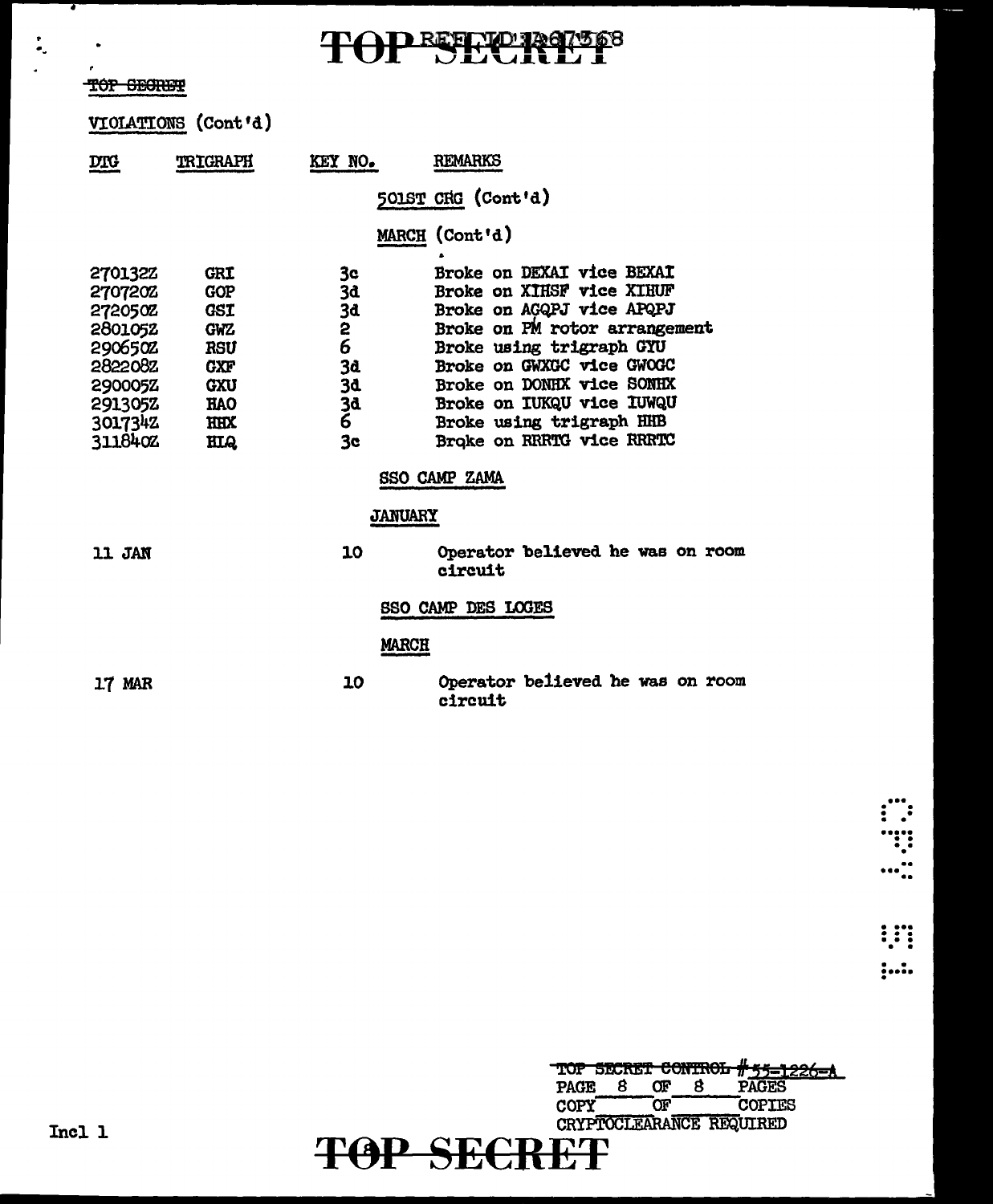TOP SECRET

VIOLATIONS (Cont'd)

| DTG | TRIGRAPH | KEY NO. | REMARKS |
|---|---|---|---|
| | | | **501ST CRG (Cont'd)** |
| | | | **MARCH (Cont'd)** |
| 270132Z | GRI | 3c | Broke on DEXAI vice BEXAI |
| 270720Z | GOP | 3d | Broke on XIHSF vice XIHUF |
| 272050Z | GSI | 3d | Broke on AGQPJ vice APQPJ |
| 280105Z | GWZ | 2 | Broke on PM rotor arrangement |
| 290650Z | RSU | 6 | Broke using trigraph GYU |
| 282208Z | GXF | 3d | Broke on GWXGC vice GWOGC |
| 290005Z | GXU | 3d | Broke on DONHX vice SONHX |
| 291305Z | HAO | 3d | Broke on IUKQU vice IUWQU |
| 301734Z | HHX | 6 | Broke using trigraph HHB |
| 311840Z | HIQ | 3c | Broke on RRRTG vice RRRTC |
| | | | **SSO CAMP ZAMA** |
| | | | **JANUARY** |
| 11 JAN | | 10 | Operator believed he was on room circuit |
| | | | **SSO CAMP DES LOGES** |
| | | | **MARCH** |
| 17 MAR | | 10 | Operator believed he was on room circuit |

~~TOP SECRET CONTROL~~ #55-1226-A
PAGE 8 OF 8 PAGES
COPY \_\_ OF \_\_ COPIES
CRYPTOCLEARANCE REQUIRED

Incl 1

TOP SECRET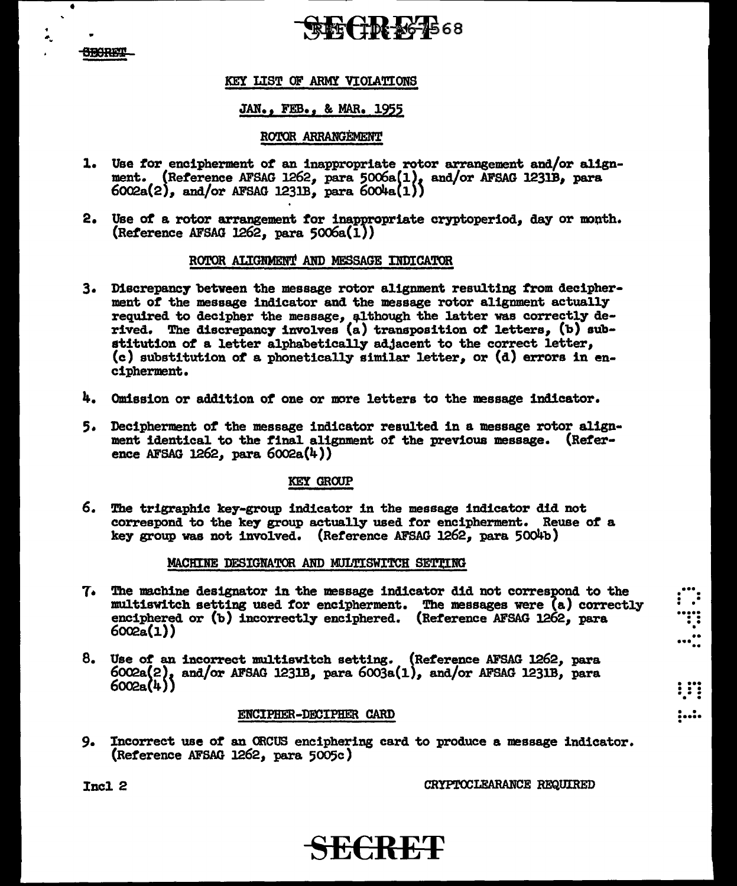## KEY LIST OF ARMY VIOLATIONS

### JAN., FEB., & MAR. 1955

#### ROTOR ARRANGEMENT

1. Use for encipherment of an inappropriate rotor arrangement and/or alignment. (Reference AFSAG 1262, para 5006a(1), and/or AFSAG 1231B, para 6002a(2), and/or AFSAG 1231B, para 6004a(1))

2. Use of a rotor arrangement for inappropriate cryptoperiod, day or month. (Reference AFSAG 1262, para 5006a(1))

#### ROTOR ALIGNMENT AND MESSAGE INDICATOR

3. Discrepancy between the message rotor alignment resulting from decipherment of the message indicator and the message rotor alignment actually required to decipher the message, although the latter was correctly derived. The discrepancy involves (a) transposition of letters, (b) substitution of a letter alphabetically adjacent to the correct letter, (c) substitution of a phonetically similar letter, or (d) errors in encipherment.

4. Omission or addition of one or more letters to the message indicator.

5. Decipherment of the message indicator resulted in a message rotor alignment identical to the final alignment of the previous message. (Reference AFSAG 1262, para 6002a(4))

#### KEY GROUP

6. The trigraphic key-group indicator in the message indicator did not correspond to the key group actually used for encipherment. Reuse of a key group was not involved. (Reference AFSAG 1262, para 5004b)

#### MACHINE DESIGNATOR AND MULTISWITCH SETTING

7. The machine designator in the message indicator did not correspond to the multiswitch setting used for encipherment. The messages were (a) correctly enciphered or (b) incorrectly enciphered. (Reference AFSAG 1262, para 6002a(1))

8. Use of an incorrect multiswitch setting. (Reference AFSAG 1262, para 6002a(2), and/or AFSAG 1231B, para 6003a(1), and/or AFSAG 1231B, para 6002a(4))

#### ENCIPHER-DECIPHER CARD

9. Incorrect use of an ORCUS enciphering card to produce a message indicator. (Reference AFSAG 1262, para 5005c)

Incl 2

CRYPTOCLEARANCE REQUIRED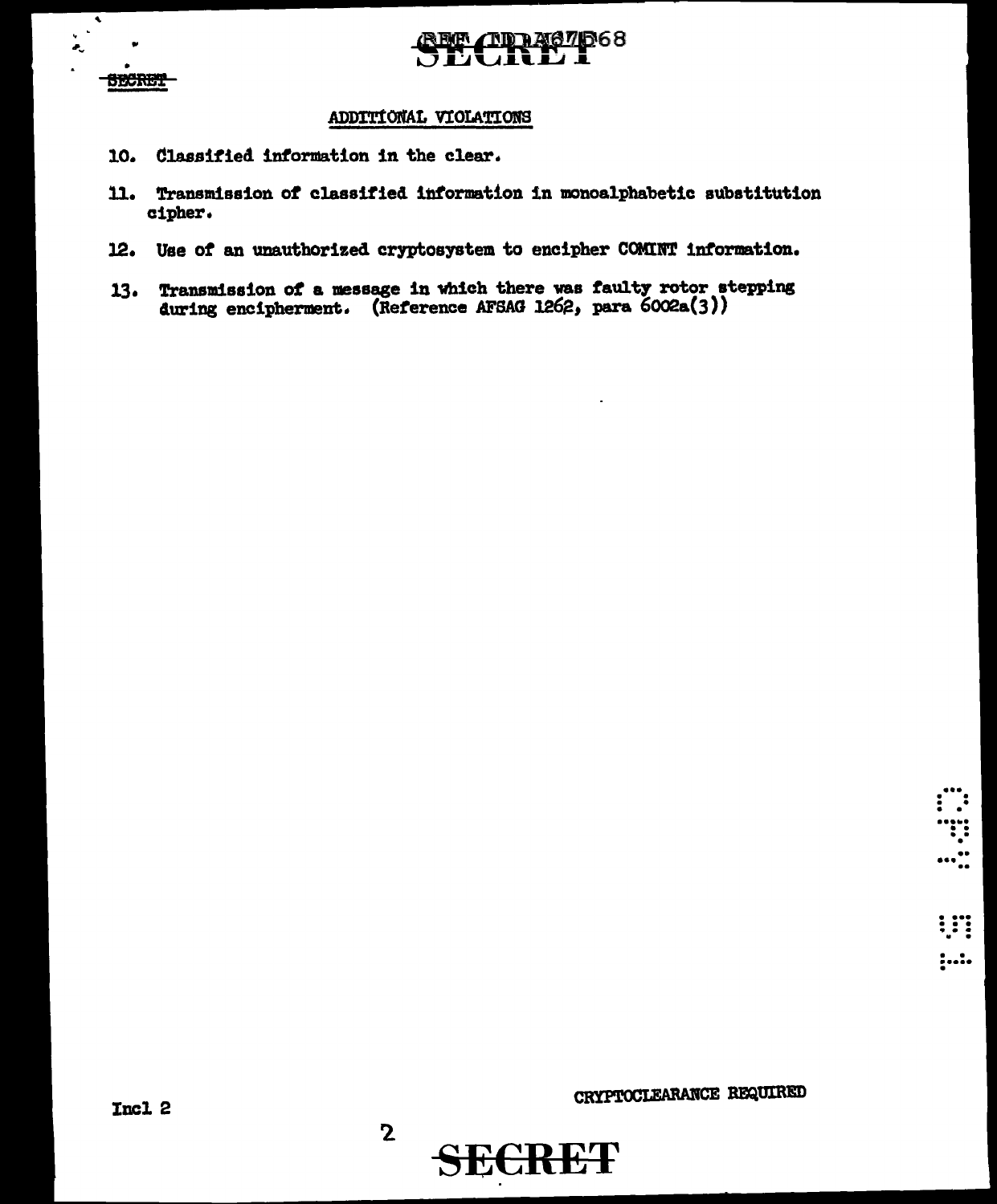SECRET

## ADDITIONAL VIOLATIONS

10. Classified information in the clear.

11. Transmission of classified information in monoalphabetic substitution cipher.

12. Use of an unauthorized cryptosystem to encipher COMINT information.

13. Transmission of a message in which there was faulty rotor stepping during encipherment. (Reference AFSAG 1262, para 6002a(3))

Incl 2

CRYPTOCLEARANCE REQUIRED

SECRET